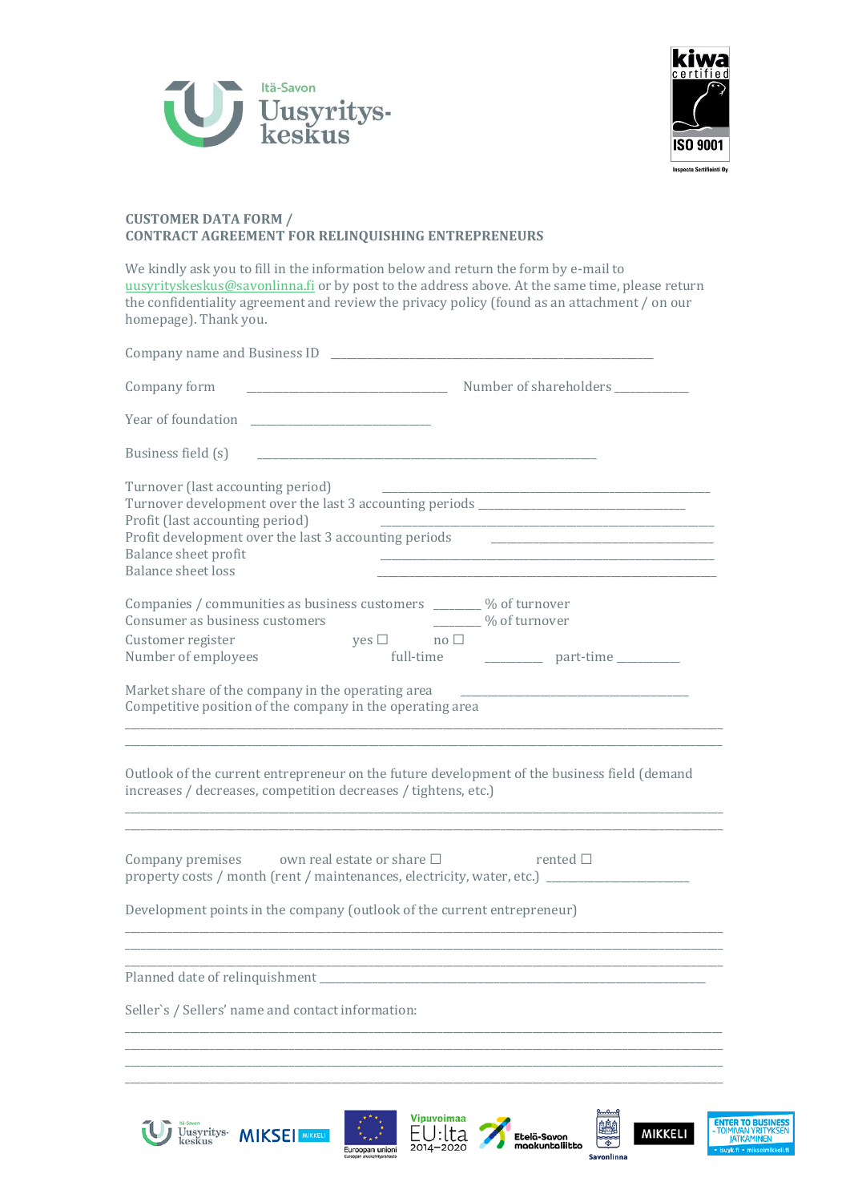Itä-Savon Uusyritys-keskus

kiwa certified ISO 9001 Inspecta Sertifiointi Oy

**CUSTOMER DATA FORM /**
**CONTRACT AGREEMENT FOR RELINQUISHING ENTREPRENEURS**

We kindly ask you to fill in the information below and return the form by e-mail to uusyrityskeskus@savonlinna.fi or by post to the address above. At the same time, please return the confidentiality agreement and review the privacy policy (found as an attachment / on our homepage). Thank you.

Company name and Business ID ____________________________________________________

Company form ________________________________ Number of shareholders ____________

Year of foundation ______________________________

Business field (s) ________________________________________________________

Turnover (last accounting period) ____________________________________________________
Turnover development over the last 3 accounting periods __________________________________
Profit (last accounting period) ____________________________________________________
Profit development over the last 3 accounting periods ____________________________________
Balance sheet profit ____________________________________________________
Balance sheet loss ____________________________________________________

Companies / communities as business customers _______ % of turnover
Consumer as business customers _______ % of turnover
Customer register yes ☐ no ☐
Number of employees full-time _________ part-time _________

Market share of the company in the operating area ______________________________________
Competitive position of the company in the operating area
________________________________________________________________________________
________________________________________________________________________________

Outlook of the current entrepreneur on the future development of the business field (demand increases / decreases, competition decreases / tightens, etc.)
________________________________________________________________________________
________________________________________________________________________________

Company premises own real estate or share ☐ rented ☐
property costs / month (rent / maintenances, electricity, water, etc.) _______________________

Development points in the company (outlook of the current entrepreneur)
________________________________________________________________________________
________________________________________________________________________________
________________________________________________________________________________

Planned date of relinquishment ________________________________________________________

Seller`s / Sellers' name and contact information:
________________________________________________________________________________
________________________________________________________________________________
________________________________________________________________________________
________________________________________________________________________________

Itä-Savon Uusyritys-keskus | MIKSEI MIKKELI | Euroopan unioni | Vipuvoimaa EU:lta 2014–2020 | Etelä-Savon maakuntaliitto | Savonlinna | MIKKELI | ENTER TO BUSINESS - TOIMIVAN YRITYKSEN JATKAMINEN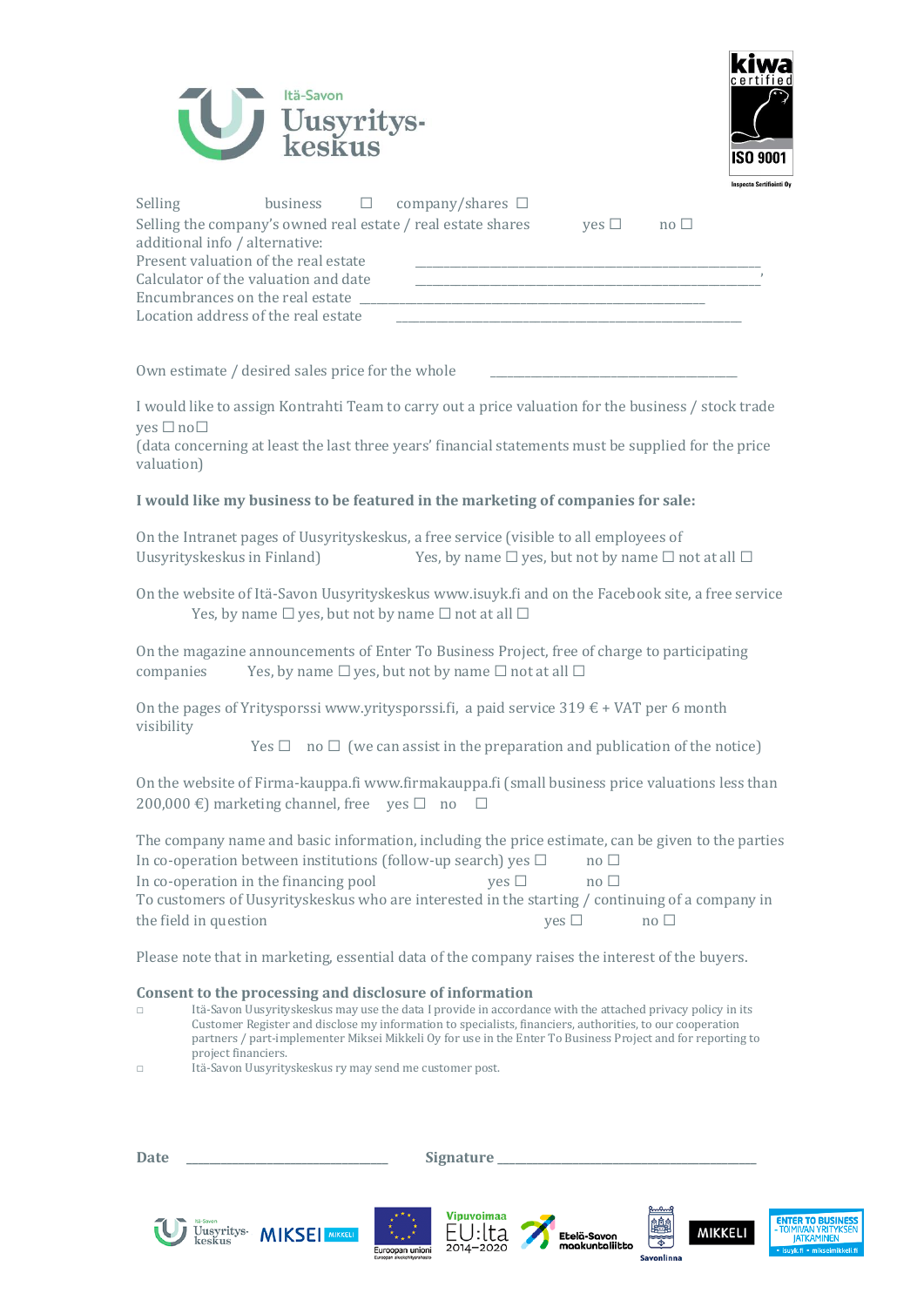Selling business ☐ company/shares ☐

Selling the company's owned real estate / real estate shares yes ☐ no ☐

additional info / alternative:

Present valuation of the real estate ______________________________

Calculator of the valuation and date ______________________________

Encumbrances on the real estate ______________________________

Location address of the real estate ______________________________

Own estimate / desired sales price for the whole ______________________________

I would like to assign Kontrahti Team to carry out a price valuation for the business / stock trade
yes ☐ no☐
(data concerning at least the last three years' financial statements must be supplied for the price valuation)

**I would like my business to be featured in the marketing of companies for sale:**

On the Intranet pages of Uusyrityskeskus, a free service (visible to all employees of Uusyrityskeskus in Finland) Yes, by name ☐ yes, but not by name ☐ not at all ☐

On the website of Itä-Savon Uusyrityskeskus www.isuyk.fi and on the Facebook site, a free service
Yes, by name ☐ yes, but not by name ☐ not at all ☐

On the magazine announcements of Enter To Business Project, free of charge to participating companies Yes, by name ☐ yes, but not by name ☐ not at all ☐

On the pages of Yritysporssi www.yritysporssi.fi, a paid service 319 € + VAT per 6 month visibility
Yes ☐ no ☐ (we can assist in the preparation and publication of the notice)

On the website of Firma-kauppa.fi www.firmakauppa.fi (small business price valuations less than 200,000 €) marketing channel, free yes ☐ no ☐

The company name and basic information, including the price estimate, can be given to the parties
In co-operation between institutions (follow-up search) yes ☐ no ☐
In co-operation in the financing pool yes ☐ no ☐
To customers of Uusyrityskeskus who are interested in the starting / continuing of a company in the field in question yes ☐ no ☐

Please note that in marketing, essential data of the company raises the interest of the buyers.

## Consent to the processing and disclosure of information

- ☐ Itä-Savon Uusyrityskeskus may use the data I provide in accordance with the attached privacy policy in its Customer Register and disclose my information to specialists, financiers, authorities, to our cooperation partners / part-implementer Miksei Mikkeli Oy for use in the Enter To Business Project and for reporting to project financiers.
- ☐ Itä-Savon Uusyrityskeskus ry may send me customer post.

**Date** ______________________ **Signature** ______________________________